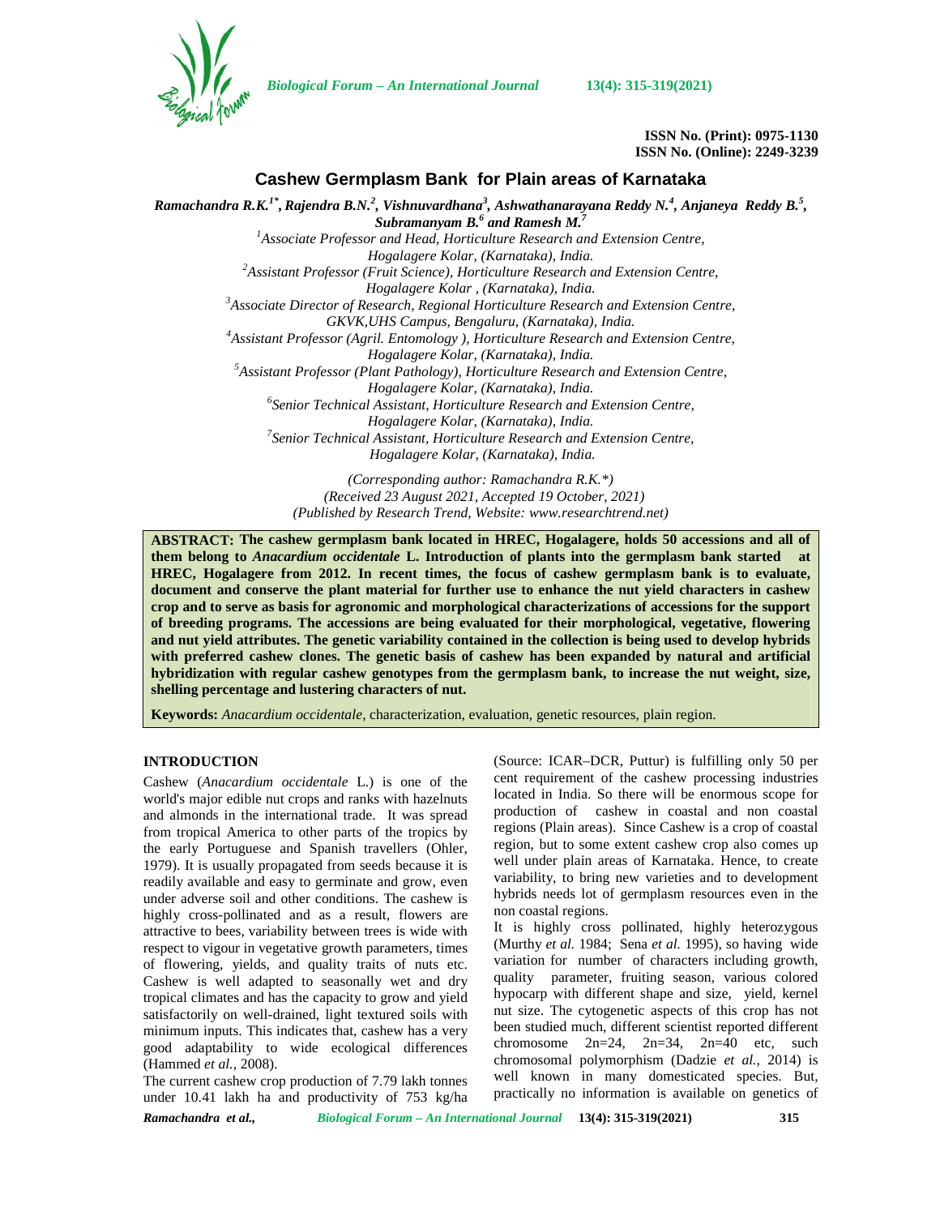ISSN No. (Print): 0975-1130
ISSN No. (Online): 2249-3239

# Cashew Germplasm Bank for Plain areas of Karnataka

*Ramachandra R.K.[1*], Rajendra B.N.[2], Vishnuvardhana[3], Ashwathanarayana Reddy N.[4], Anjaneya Reddy B.[5], Subramanyam B.[6] and Ramesh M.[7]*

[1]*Associate Professor and Head, Horticulture Research and Extension Centre, Hogalagere Kolar, (Karnataka), India.*
[2]*Assistant Professor (Fruit Science), Horticulture Research and Extension Centre, Hogalagere Kolar , (Karnataka), India.*
[3]*Associate Director of Research, Regional Horticulture Research and Extension Centre, GKVK,UHS Campus, Bengaluru, (Karnataka), India.*
[4]*Assistant Professor (Agril. Entomology ), Horticulture Research and Extension Centre, Hogalagere Kolar, (Karnataka), India.*
[5]*Assistant Professor (Plant Pathology), Horticulture Research and Extension Centre, Hogalagere Kolar, (Karnataka), India.*
[6]*Senior Technical Assistant, Horticulture Research and Extension Centre, Hogalagere Kolar, (Karnataka), India.*
[7]*Senior Technical Assistant, Horticulture Research and Extension Centre, Hogalagere Kolar, (Karnataka), India.*

*(Corresponding author: Ramachandra R.K.\*)*
*(Received 23 August 2021, Accepted 19 October, 2021)*
*(Published by Research Trend, Website: www.researchtrend.net)*

**ABSTRACT: The cashew germplasm bank located in HREC, Hogalagere, holds 50 accessions and all of them belong to *Anacardium occidentale* L. Introduction of plants into the germplasm bank started at HREC, Hogalagere from 2012. In recent times, the focus of cashew germplasm bank is to evaluate, document and conserve the plant material for further use to enhance the nut yield characters in cashew crop and to serve as basis for agronomic and morphological characterizations of accessions for the support of breeding programs. The accessions are being evaluated for their morphological, vegetative, flowering and nut yield attributes. The genetic variability contained in the collection is being used to develop hybrids with preferred cashew clones. The genetic basis of cashew has been expanded by natural and artificial hybridization with regular cashew genotypes from the germplasm bank, to increase the nut weight, size, shelling percentage and lustering characters of nut.**

**Keywords:** *Anacardium occidentale*, characterization, evaluation, genetic resources, plain region.

## INTRODUCTION

Cashew (*Anacardium occidentale* L.) is one of the world's major edible nut crops and ranks with hazelnuts and almonds in the international trade. It was spread from tropical America to other parts of the tropics by the early Portuguese and Spanish travellers (Ohler, 1979). It is usually propagated from seeds because it is readily available and easy to germinate and grow, even under adverse soil and other conditions. The cashew is highly cross-pollinated and as a result, flowers are attractive to bees, variability between trees is wide with respect to vigour in vegetative growth parameters, times of flowering, yields, and quality traits of nuts etc. Cashew is well adapted to seasonally wet and dry tropical climates and has the capacity to grow and yield satisfactorily on well-drained, light textured soils with minimum inputs. This indicates that, cashew has a very good adaptability to wide ecological differences (Hammed *et al.*, 2008).

The current cashew crop production of 7.79 lakh tonnes under 10.41 lakh ha and productivity of 753 kg/ha (Source: ICAR–DCR, Puttur) is fulfilling only 50 per cent requirement of the cashew processing industries located in India. So there will be enormous scope for production of cashew in coastal and non coastal regions (Plain areas). Since Cashew is a crop of coastal region, but to some extent cashew crop also comes up well under plain areas of Karnataka. Hence, to create variability, to bring new varieties and to development hybrids needs lot of germplasm resources even in the non coastal regions.

It is highly cross pollinated, highly heterozygous (Murthy *et al.* 1984; Sena *et al.* 1995), so having wide variation for number of characters including growth, quality parameter, fruiting season, various colored hypocarp with different shape and size, yield, kernel nut size. The cytogenetic aspects of this crop has not been studied much, different scientist reported different chromosome 2n=24, 2n=34, 2n=40 etc, such chromosomal polymorphism (Dadzie *et al.*, 2014) is well known in many domesticated species. But, practically no information is available on genetics of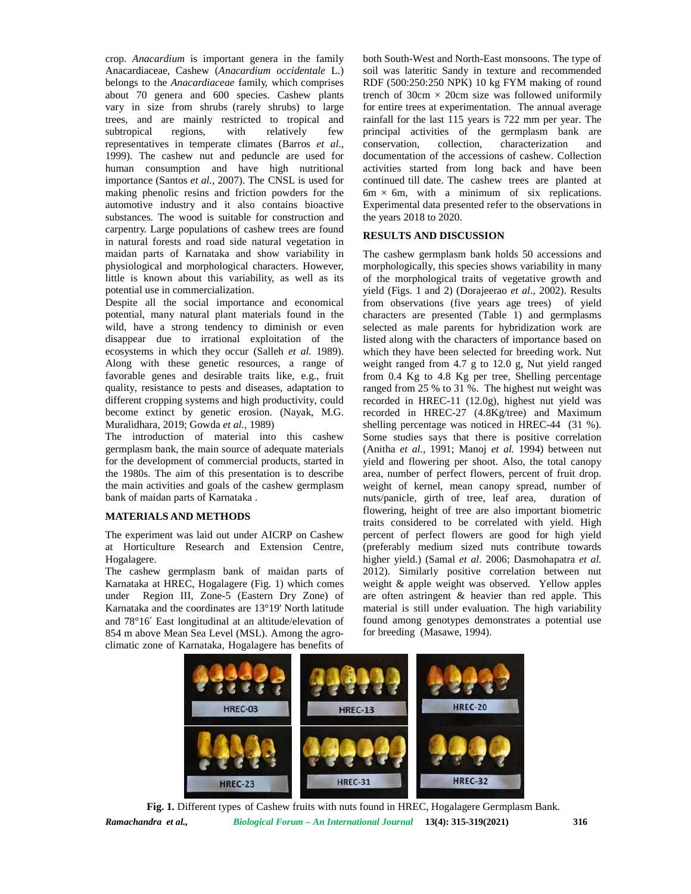crop. *Anacardium* is important genera in the family Anacardiaceae, Cashew (*Anacardium occidentale* L.) belongs to the *Anacardiaceae* family, which comprises about 70 genera and 600 species. Cashew plants vary in size from shrubs (rarely shrubs) to large trees, and are mainly restricted to tropical and subtropical regions, with relatively few representatives in temperate climates (Barros *et al*., 1999). The cashew nut and peduncle are used for human consumption and have high nutritional importance (Santos *et al.,* 2007). The CNSL is used for making phenolic resins and friction powders for the automotive industry and it also contains bioactive substances. The wood is suitable for construction and carpentry. Large populations of cashew trees are found in natural forests and road side natural vegetation in maidan parts of Karnataka and show variability in physiological and morphological characters. However, little is known about this variability, as well as its potential use in commercialization.

Despite all the social importance and economical potential, many natural plant materials found in the wild, have a strong tendency to diminish or even disappear due to irrational exploitation of the ecosystems in which they occur (Salleh *et al.* 1989). Along with these genetic resources, a range of favorable genes and desirable traits like, e.g., fruit quality, resistance to pests and diseases, adaptation to different cropping systems and high productivity, could become extinct by genetic erosion. (Nayak, M.G. Muralidhara, 2019; Gowda *et al.,* 1989)

The introduction of material into this cashew germplasm bank, the main source of adequate materials for the development of commercial products, started in the 1980s. The aim of this presentation is to describe the main activities and goals of the cashew germplasm bank of maidan parts of Karnataka .

## MATERIALS AND METHODS

The experiment was laid out under AICRP on Cashew at Horticulture Research and Extension Centre, Hogalagere.

The cashew germplasm bank of maidan parts of Karnataka at HREC, Hogalagere (Fig. 1) which comes under Region III, Zone-5 (Eastern Dry Zone) of Karnataka and the coordinates are 13°19' North latitude and 78°16´ East longitudinal at an altitude/elevation of 854 m above Mean Sea Level (MSL). Among the agro-climatic zone of Karnataka, Hogalagere has benefits of both South-West and North-East monsoons. The type of soil was lateritic Sandy in texture and recommended RDF (500:250:250 NPK) 10 kg FYM making of round trench of 30cm × 20cm size was followed uniformly for entire trees at experimentation. The annual average rainfall for the last 115 years is 722 mm per year. The principal activities of the germplasm bank are conservation, collection, characterization and documentation of the accessions of cashew. Collection activities started from long back and have been continued till date. The cashew trees are planted at 6m × 6m, with a minimum of six replications. Experimental data presented refer to the observations in the years 2018 to 2020.

## RESULTS AND DISCUSSION

The cashew germplasm bank holds 50 accessions and morphologically, this species shows variability in many of the morphological traits of vegetative growth and yield (Figs. 1 and 2) (Dorajeerao *et al*., 2002). Results from observations (five years age trees) of yield characters are presented (Table 1) and germplasms selected as male parents for hybridization work are listed along with the characters of importance based on which they have been selected for breeding work. Nut weight ranged from 4.7 g to 12.0 g, Nut yield ranged from 0.4 Kg to 4.8 Kg per tree, Shelling percentage ranged from 25 % to 31 %. The highest nut weight was recorded in HREC-11 (12.0g), highest nut yield was recorded in HREC-27 (4.8Kg/tree) and Maximum shelling percentage was noticed in HREC-44 (31 %). Some studies says that there is positive correlation (Anitha *et al.,* 1991; Manoj *et al.* 1994) between nut yield and flowering per shoot. Also, the total canopy area, number of perfect flowers, percent of fruit drop, weight of kernel, mean canopy spread, number of nuts/panicle, girth of tree, leaf area, duration of flowering, height of tree are also important biometric traits considered to be correlated with yield. High percent of perfect flowers are good for high yield (preferably medium sized nuts contribute towards higher yield.) (Samal *et al*. 2006; Dasmohapatra *et al.* 2012). Similarly positive correlation between nut weight & apple weight was observed. Yellow apples are often astringent & heavier than red apple. This material is still under evaluation. The high variability found among genotypes demonstrates a potential use for breeding (Masawe, 1994).

**Fig. 1.** Different types of Cashew fruits with nuts found in HREC, Hogalagere Germplasm Bank.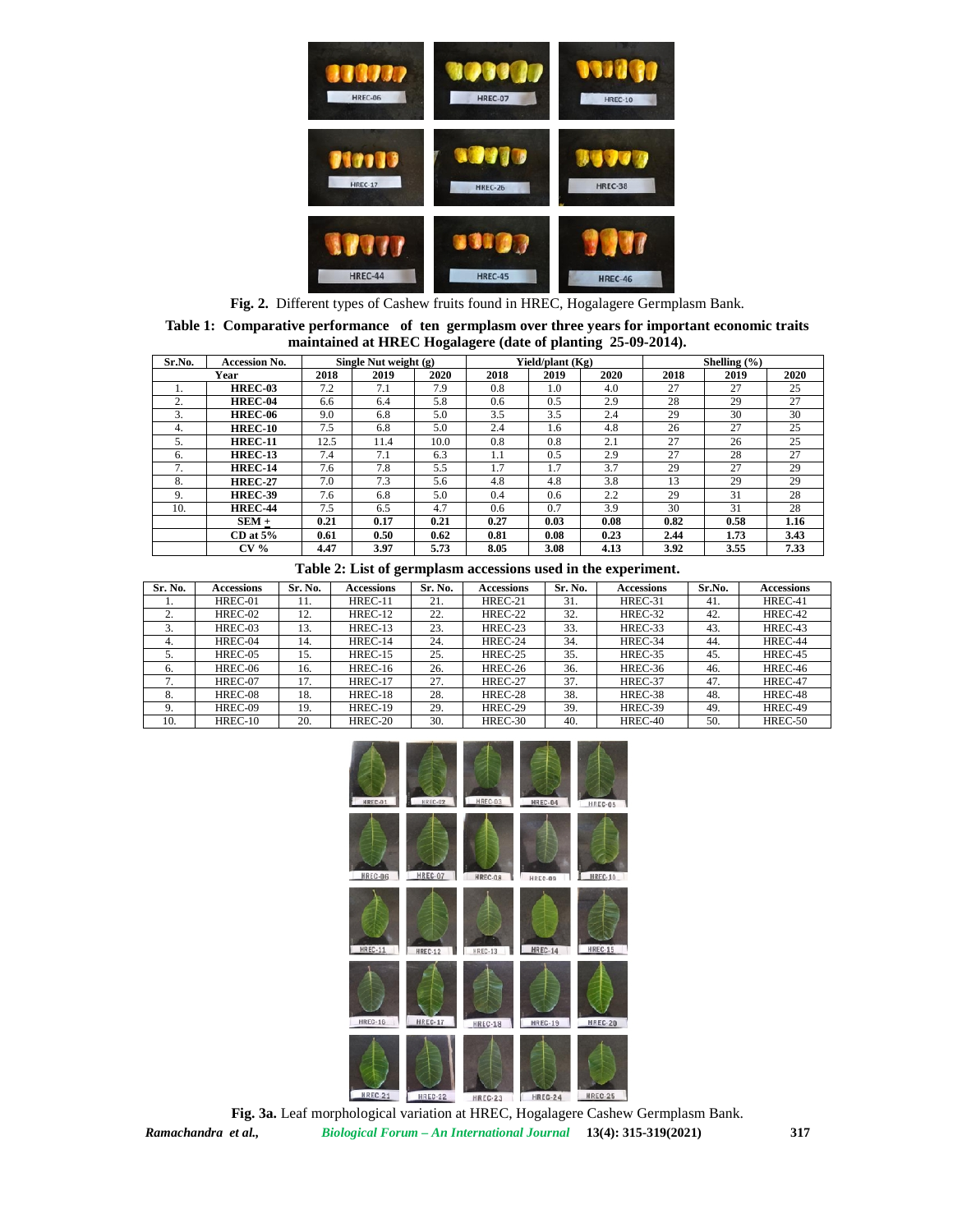**Fig. 2.** Different types of Cashew fruits found in HREC, Hogalagere Germplasm Bank.

**Table 1: Comparative performance of ten germplasm over three years for important economic traits maintained at HREC Hogalagere (date of planting 25-09-2014).**

| Sr.No. | Accession No. | Single Nut weight (g) | | | Yield/plant (Kg) | | | Shelling (%) | | |
|---|---|---|---|---|---|---|---|---|---|---|
| | **Year** | **2018** | **2019** | **2020** | **2018** | **2019** | **2020** | **2018** | **2019** | **2020** |
| 1. | **HREC-03** | 7.2 | 7.1 | 7.9 | 0.8 | 1.0 | 4.0 | 27 | 27 | 25 |
| 2. | **HREC-04** | 6.6 | 6.4 | 5.8 | 0.6 | 0.5 | 2.9 | 28 | 29 | 27 |
| 3. | **HREC-06** | 9.0 | 6.8 | 5.0 | 3.5 | 3.5 | 2.4 | 29 | 30 | 30 |
| 4. | **HREC-10** | 7.5 | 6.8 | 5.0 | 2.4 | 1.6 | 4.8 | 26 | 27 | 25 |
| 5. | **HREC-11** | 12.5 | 11.4 | 10.0 | 0.8 | 0.8 | 2.1 | 27 | 26 | 25 |
| 6. | **HREC-13** | 7.4 | 7.1 | 6.3 | 1.1 | 0.5 | 2.9 | 27 | 28 | 27 |
| 7. | **HREC-14** | 7.6 | 7.8 | 5.5 | 1.7 | 1.7 | 3.7 | 29 | 27 | 29 |
| 8. | **HREC-27** | 7.0 | 7.3 | 5.6 | 4.8 | 4.8 | 3.8 | 13 | 29 | 29 |
| 9. | **HREC-39** | 7.6 | 6.8 | 5.0 | 0.4 | 0.6 | 2.2 | 29 | 31 | 28 |
| 10. | **HREC-44** | 7.5 | 6.5 | 4.7 | 0.6 | 0.7 | 3.9 | 30 | 31 | 28 |
| | **SEM ±** | **0.21** | **0.17** | **0.21** | **0.27** | **0.03** | **0.08** | **0.82** | **0.58** | **1.16** |
| | **CD at 5%** | **0.61** | **0.50** | **0.62** | **0.81** | **0.08** | **0.23** | **2.44** | **1.73** | **3.43** |
| | **CV %** | **4.47** | **3.97** | **5.73** | **8.05** | **3.08** | **4.13** | **3.92** | **3.55** | **7.33** |

**Table 2: List of germplasm accessions used in the experiment.**

| Sr. No. | Accessions | Sr. No. | Accessions | Sr. No. | Accessions | Sr. No. | Accessions | Sr.No. | Accessions |
|---|---|---|---|---|---|---|---|---|---|
| 1. | HREC-01 | 11. | HREC-11 | 21. | HREC-21 | 31. | HREC-31 | 41. | HREC-41 |
| 2. | HREC-02 | 12. | HREC-12 | 22. | HREC-22 | 32. | HREC-32 | 42. | HREC-42 |
| 3. | HREC-03 | 13. | HREC-13 | 23. | HREC-23 | 33. | HREC-33 | 43. | HREC-43 |
| 4. | HREC-04 | 14. | HREC-14 | 24. | HREC-24 | 34. | HREC-34 | 44. | HREC-44 |
| 5. | HREC-05 | 15. | HREC-15 | 25. | HREC-25 | 35. | HREC-35 | 45. | HREC-45 |
| 6. | HREC-06 | 16. | HREC-16 | 26. | HREC-26 | 36. | HREC-36 | 46. | HREC-46 |
| 7. | HREC-07 | 17. | HREC-17 | 27. | HREC-27 | 37. | HREC-37 | 47. | HREC-47 |
| 8. | HREC-08 | 18. | HREC-18 | 28. | HREC-28 | 38. | HREC-38 | 48. | HREC-48 |
| 9. | HREC-09 | 19. | HREC-19 | 29. | HREC-29 | 39. | HREC-39 | 49. | HREC-49 |
| 10. | HREC-10 | 20. | HREC-20 | 30. | HREC-30 | 40. | HREC-40 | 50. | HREC-50 |

**Fig. 3a.** Leaf morphological variation at HREC, Hogalagere Cashew Germplasm Bank.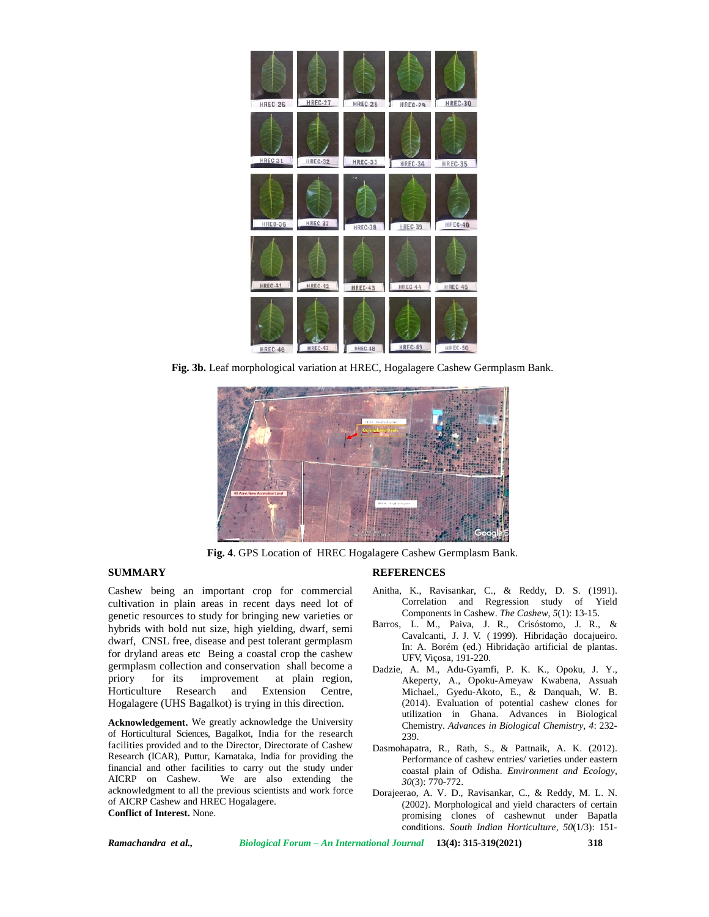Fig. 3b. Leaf morphological variation at HREC, Hogalagere Cashew Germplasm Bank.

Fig. 4. GPS Location of HREC Hogalagere Cashew Germplasm Bank.

## SUMMARY

Cashew being an important crop for commercial cultivation in plain areas in recent days need lot of genetic resources to study for bringing new varieties or hybrids with bold nut size, high yielding, dwarf, semi dwarf, CNSL free, disease and pest tolerant germplasm for dryland areas etc Being a coastal crop the cashew germplasm collection and conservation shall become a priory for its improvement at plain region, Horticulture Research and Extension Centre, Hogalagere (UHS Bagalkot) is trying in this direction.

**Acknowledgement.** We greatly acknowledge the University of Horticultural Sciences, Bagalkot, India for the research facilities provided and to the Director, Directorate of Cashew Research (ICAR), Puttur, Karnataka, India for providing the financial and other facilities to carry out the study under AICRP on Cashew. We are also extending the acknowledgment to all the previous scientists and work force of AICRP Cashew and HREC Hogalagere.

**Conflict of Interest.** None.

## REFERENCES

Anitha, K., Ravisankar, C., & Reddy, D. S. (1991). Correlation and Regression study of Yield Components in Cashew. *The Cashew*, *5*(1): 13-15.

Barros, L. M., Paiva, J. R., Crisóstomo, J. R., & Cavalcanti, J. J. V. ( 1999). Hibridação docajueiro. In: A. Borém (ed.) Hibridação artificial de plantas. UFV, Viçosa, 191-220.

Dadzie, A. M., Adu-Gyamfi, P. K. K., Opoku, J. Y., Akeperty, A., Opoku-Ameyaw Kwabena, Assuah Michael., Gyedu-Akoto, E., & Danquah, W. B. (2014). Evaluation of potential cashew clones for utilization in Ghana. Advances in Biological Chemistry. *Advances in Biological Chemistry*, *4*: 232-239.

Dasmohapatra, R., Rath, S., & Pattnaik, A. K. (2012). Performance of cashew entries/ varieties under eastern coastal plain of Odisha. *Environment and Ecology*, *30*(3): 770-772.

Dorajeerao, A. V. D., Ravisankar, C., & Reddy, M. L. N. (2002). Morphological and yield characters of certain promising clones of cashewnut under Bapatla conditions. *South Indian Horticulture*, *50*(1/3): 151-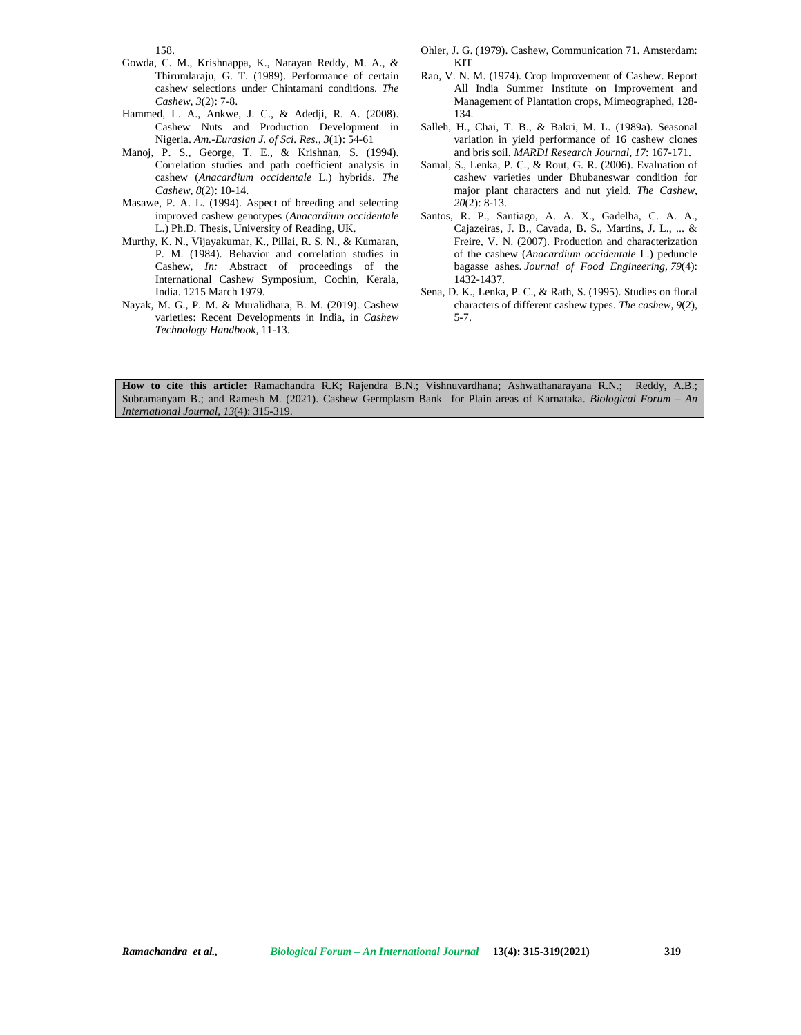158.

Gowda, C. M., Krishnappa, K., Narayan Reddy, M. A., & Thirumlaraju, G. T. (1989). Performance of certain cashew selections under Chintamani conditions. *The Cashew, 3*(2): 7-8.

Hammed, L. A., Ankwe, J. C., & Adedji, R. A. (2008). Cashew Nuts and Production Development in Nigeria. *Am.-Eurasian J. of Sci. Res., 3*(1): 54-61

Manoj, P. S., George, T. E., & Krishnan, S. (1994). Correlation studies and path coefficient analysis in cashew (*Anacardium occidentale* L.) hybrids. *The Cashew, 8*(2): 10-14.

Masawe, P. A. L. (1994). Aspect of breeding and selecting improved cashew genotypes (*Anacardium occidentale* L.) Ph.D. Thesis, University of Reading, UK.

Murthy, K. N., Vijayakumar, K., Pillai, R. S. N., & Kumaran, P. M. (1984). Behavior and correlation studies in Cashew, *In:* Abstract of proceedings of the International Cashew Symposium, Cochin, Kerala, India. 1215 March 1979.

Nayak, M. G., P. M. & Muralidhara, B. M. (2019). Cashew varieties: Recent Developments in India, in *Cashew Technology Handbook,* 11-13.

Ohler, J. G. (1979). Cashew, Communication 71. Amsterdam: KIT

Rao, V. N. M. (1974). Crop Improvement of Cashew. Report All India Summer Institute on Improvement and Management of Plantation crops, Mimeographed, 128-134.

Salleh, H., Chai, T. B., & Bakri, M. L. (1989a). Seasonal variation in yield performance of 16 cashew clones and bris soil. *MARDI Research Journal, 17*: 167-171.

Samal, S., Lenka, P. C., & Rout, G. R. (2006). Evaluation of cashew varieties under Bhubaneswar condition for major plant characters and nut yield. *The Cashew, 20*(2): 8-13.

Santos, R. P., Santiago, A. A. X., Gadelha, C. A. A., Cajazeiras, J. B., Cavada, B. S., Martins, J. L., ... & Freire, V. N. (2007). Production and characterization of the cashew (*Anacardium occidentale* L.) peduncle bagasse ashes. *Journal of Food Engineering, 79*(4): 1432-1437.

Sena, D. K., Lenka, P. C., & Rath, S. (1995). Studies on floral characters of different cashew types. *The cashew, 9*(2), 5-7.

**How to cite this article:** Ramachandra R.K; Rajendra B.N.; Vishnuvardhana; Ashwathanarayana R.N.; Reddy, A.B.; Subramanyam B.; and Ramesh M. (2021). Cashew Germplasm Bank for Plain areas of Karnataka. *Biological Forum – An International Journal, 13*(4): 315-319.